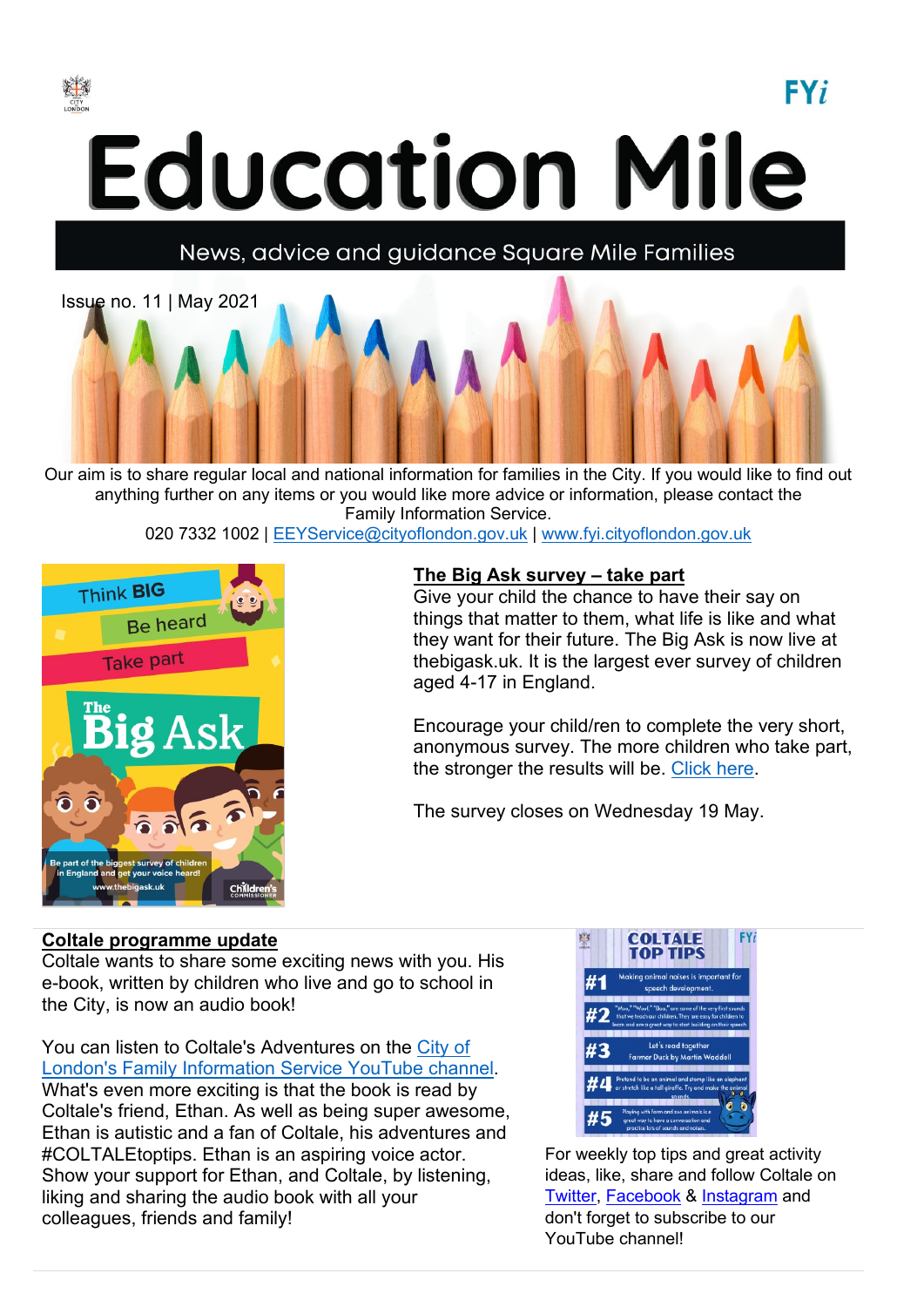# Education Mile

News, advice and guidance Square Mile Families

Issue no. 11 | May 2021

Our aim is to share regular local and national information for families in the City. If you would like to find out anything further on any items or you would like more advice or information, please contact the Family Information Service.

020 7332 1002 | EEYService@cityoflondon.gov.uk | www.fyi.cityoflondon.gov.uk

## The Big Ask survey – take part

Give your child the chance to have their say on things that matter to them, what life is like and what they want for their future. The Big Ask is now live at thebigask.uk. It is the largest ever survey of children aged 4-17 in England.

Encourage your child/ren to complete the very short, anonymous survey. The more children who take part, the stronger the results will be. Click here.

The survey closes on Wednesday 19 May.

## Coltale programme update

Coltale wants to share some exciting news with you. His e-book, written by children who live and go to school in the City, is now an audio book!

You can listen to Coltale's Adventures on the City of London's Family Information Service YouTube channel. What's even more exciting is that the book is read by Coltale's friend, Ethan. As well as being super awesome, Ethan is autistic and a fan of Coltale, his adventures and #COLTALEtoptips. Ethan is an aspiring voice actor. Show your support for Ethan, and Coltale, by listening, liking and sharing the audio book with all your colleagues, friends and family!

For weekly top tips and great activity ideas, like, share and follow Coltale on Twitter, Facebook & Instagram and don't forget to subscribe to our YouTube channel!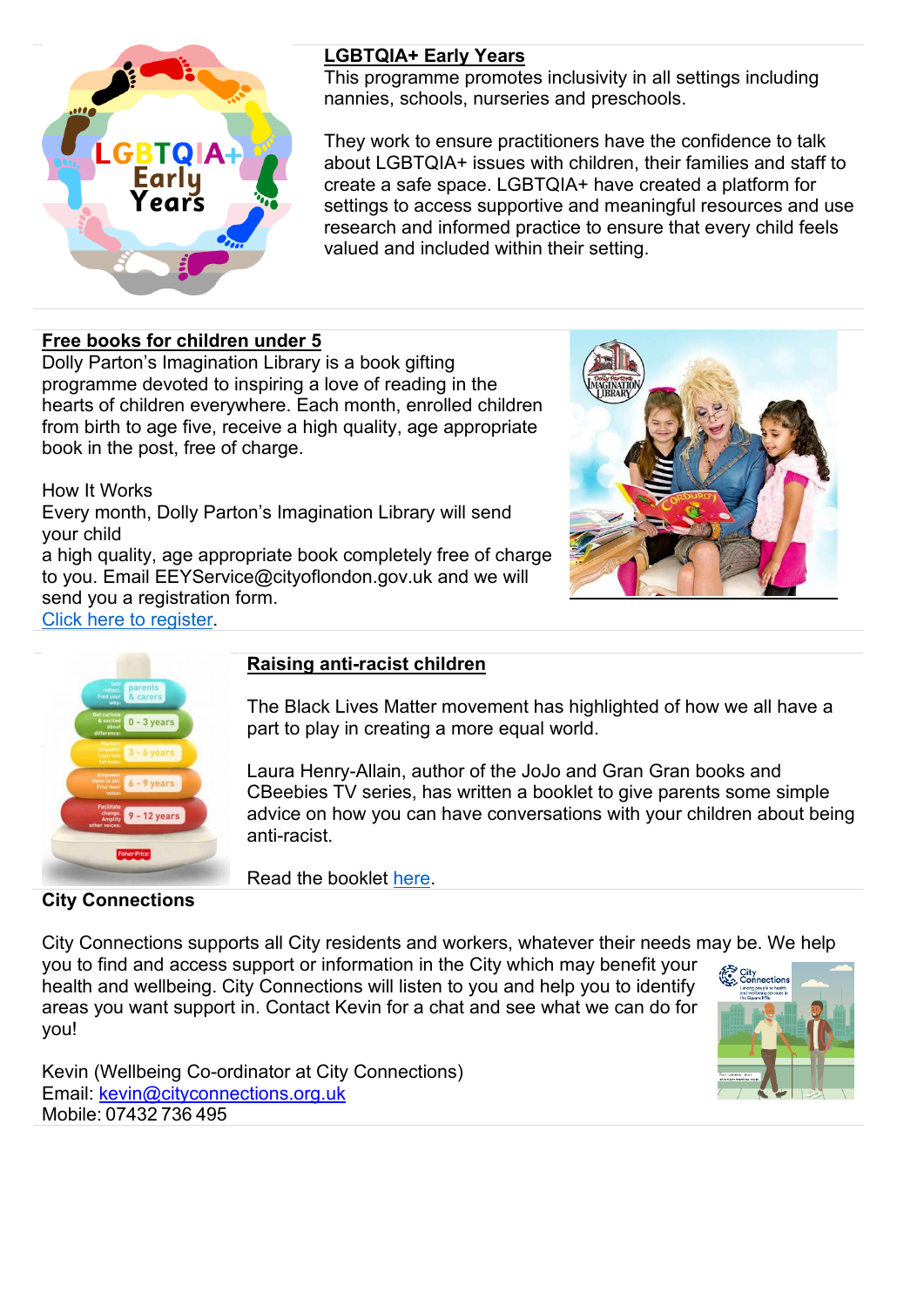## LGBTQIA+ Early Years

This programme promotes inclusivity in all settings including nannies, schools, nurseries and preschools.

They work to ensure practitioners have the confidence to talk about LGBTQIA+ issues with children, their families and staff to create a safe space. LGBTQIA+ have created a platform for settings to access supportive and meaningful resources and use research and informed practice to ensure that every child feels valued and included within their setting.

## Free books for children under 5

Dolly Parton's Imagination Library is a book gifting programme devoted to inspiring a love of reading in the hearts of children everywhere. Each month, enrolled children from birth to age five, receive a high quality, age appropriate book in the post, free of charge.

How It Works
Every month, Dolly Parton's Imagination Library will send your child
a high quality, age appropriate book completely free of charge to you. Email EEYService@cityoflondon.gov.uk and we will send you a registration form.
Click here to register.

## Raising anti-racist children

The Black Lives Matter movement has highlighted of how we all have a part to play in creating a more equal world.

Laura Henry-Allain, author of the JoJo and Gran Gran books and CBeebies TV series, has written a booklet to give parents some simple advice on how you can have conversations with your children about being anti-racist.

Read the booklet here.

## City Connections

City Connections supports all City residents and workers, whatever their needs may be. We help you to find and access support or information in the City which may benefit your health and wellbeing. City Connections will listen to you and help you to identify areas you want support in. Contact Kevin for a chat and see what we can do for you!

Kevin (Wellbeing Co-ordinator at City Connections)
Email: kevin@cityconnections.org.uk
Mobile: 07432 736 495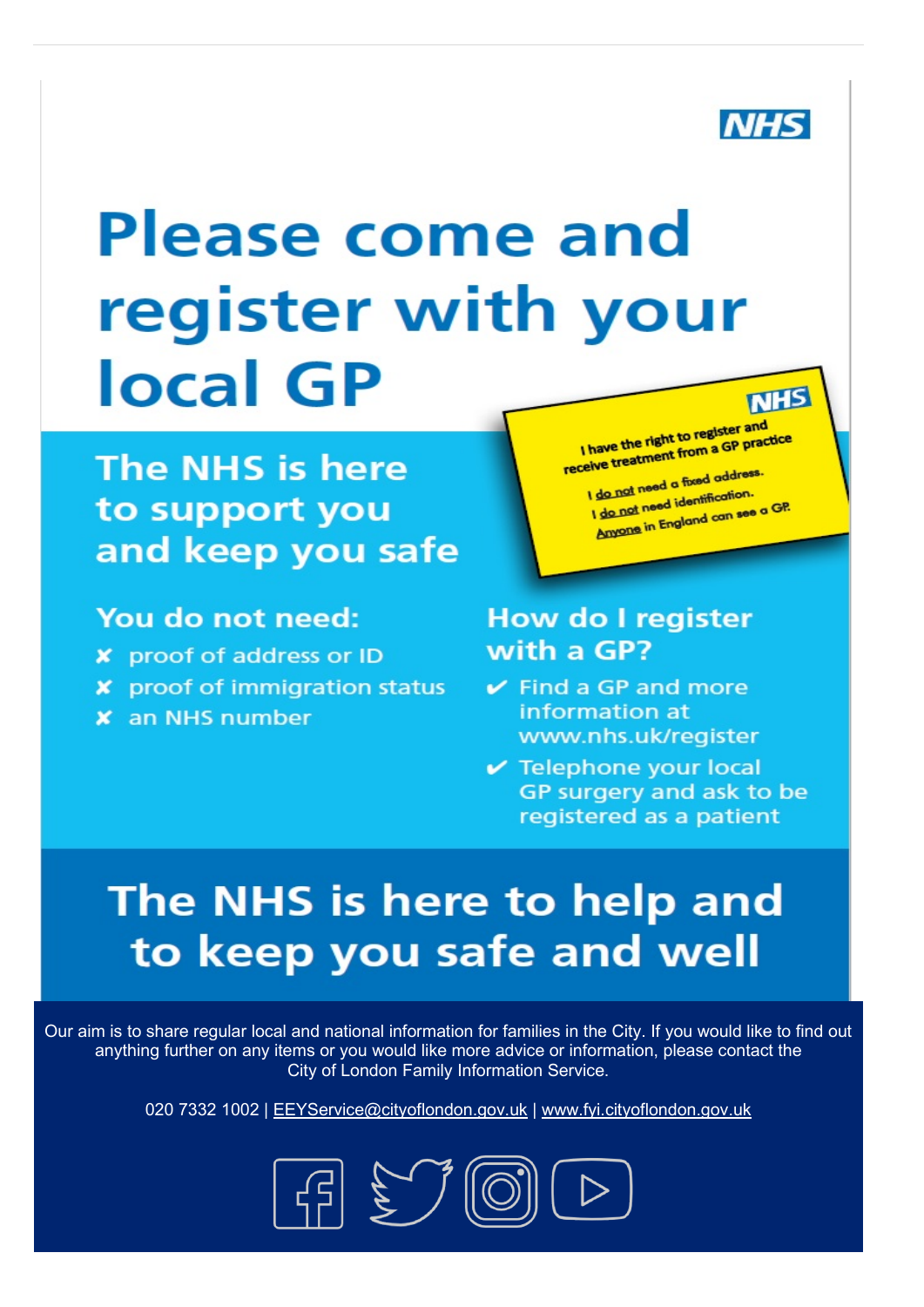NHS

# Please come and register with your local GP

## The NHS is here to support you and keep you safe

NHS

I have the right to register and receive treatment from a GP practice

I do not need a fixed address.
I do not need identification.
Anyone in England can see a GP.

### You do not need:

- ✘ proof of address or ID
- ✘ proof of immigration status
- ✘ an NHS number

### How do I register with a GP?

- ✔ Find a GP and more information at www.nhs.uk/register
- ✔ Telephone your local GP surgery and ask to be registered as a patient

## The NHS is here to help and to keep you safe and well

Our aim is to share regular local and national information for families in the City. If you would like to find out anything further on any items or you would like more advice or information, please contact the City of London Family Information Service.

020 7332 1002 | EEYService@cityoflondon.gov.uk | www.fyi.cityoflondon.gov.uk